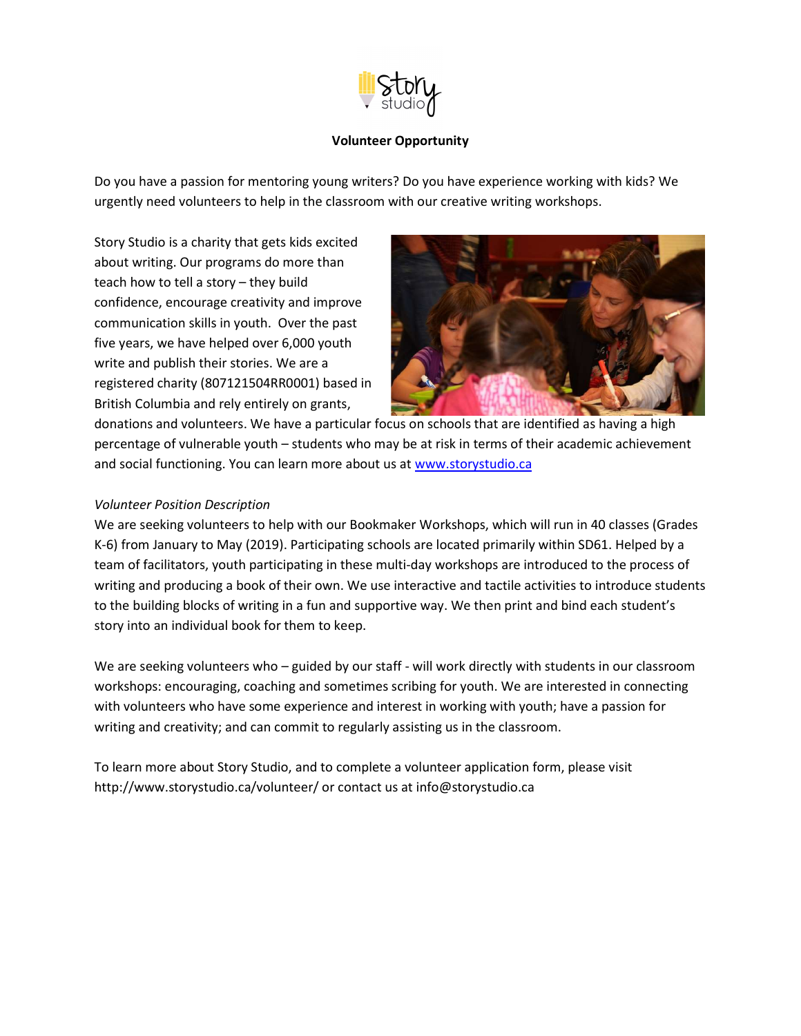story studio

**Volunteer Opportunity**

Do you have a passion for mentoring young writers? Do you have experience working with kids? We urgently need volunteers to help in the classroom with our creative writing workshops.

Story Studio is a charity that gets kids excited about writing. Our programs do more than teach how to tell a story – they build confidence, encourage creativity and improve communication skills in youth. Over the past five years, we have helped over 6,000 youth write and publish their stories. We are a registered charity (807121504RR0001) based in British Columbia and rely entirely on grants, donations and volunteers. We have a particular focus on schools that are identified as having a high percentage of vulnerable youth – students who may be at risk in terms of their academic achievement and social functioning. You can learn more about us at www.storystudio.ca

*Volunteer Position Description*

We are seeking volunteers to help with our Bookmaker Workshops, which will run in 40 classes (Grades K-6) from January to May (2019). Participating schools are located primarily within SD61. Helped by a team of facilitators, youth participating in these multi-day workshops are introduced to the process of writing and producing a book of their own. We use interactive and tactile activities to introduce students to the building blocks of writing in a fun and supportive way. We then print and bind each student's story into an individual book for them to keep.

We are seeking volunteers who – guided by our staff - will work directly with students in our classroom workshops: encouraging, coaching and sometimes scribing for youth. We are interested in connecting with volunteers who have some experience and interest in working with youth; have a passion for writing and creativity; and can commit to regularly assisting us in the classroom.

To learn more about Story Studio, and to complete a volunteer application form, please visit http://www.storystudio.ca/volunteer/ or contact us at info@storystudio.ca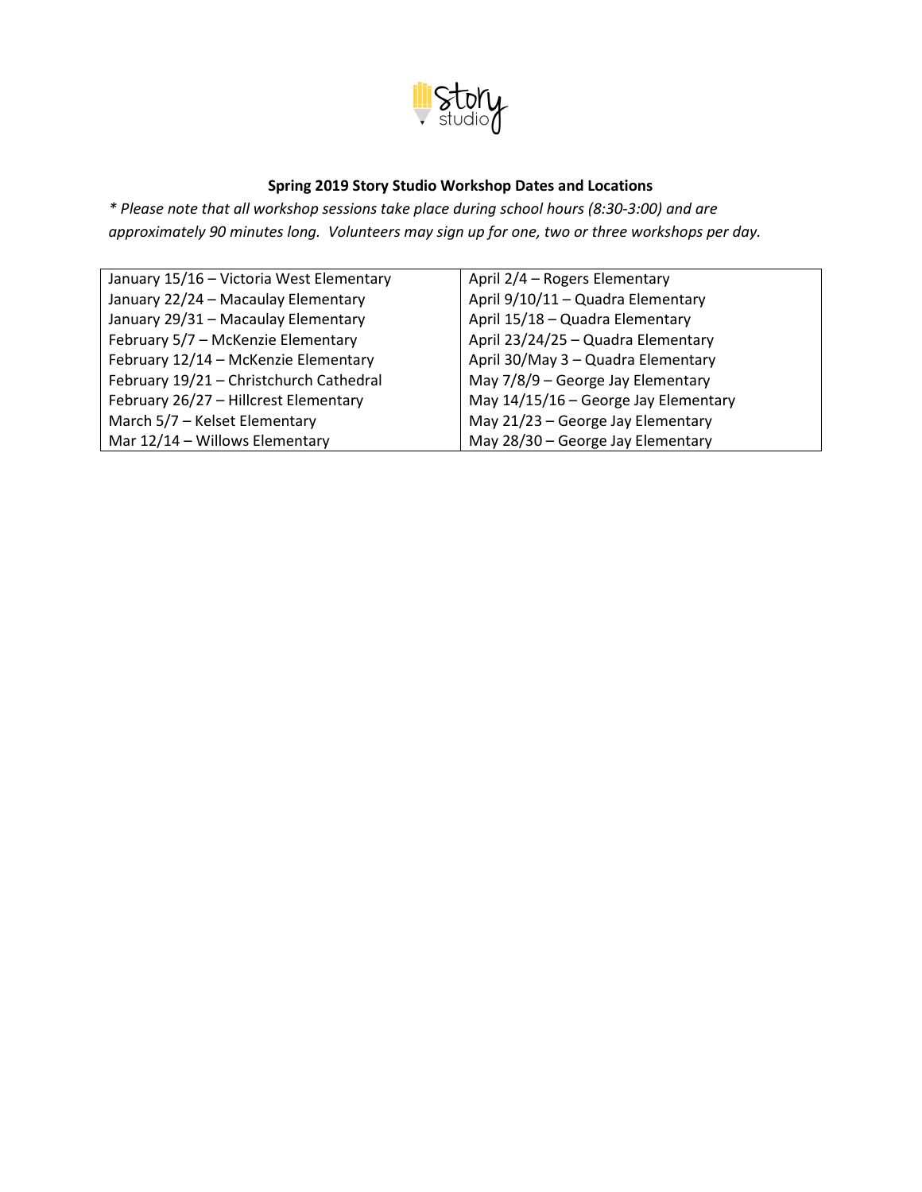**Spring 2019 Story Studio Workshop Dates and Locations**

*\* Please note that all workshop sessions take place during school hours (8:30-3:00) and are approximately 90 minutes long. Volunteers may sign up for one, two or three workshops per day.*

| | |
|---|---|
| January 15/16 – Victoria West Elementary | April 2/4 – Rogers Elementary |
| January 22/24 – Macaulay Elementary | April 9/10/11 – Quadra Elementary |
| January 29/31 – Macaulay Elementary | April 15/18 – Quadra Elementary |
| February 5/7 – McKenzie Elementary | April 23/24/25 – Quadra Elementary |
| February 12/14 – McKenzie Elementary | April 30/May 3 – Quadra Elementary |
| February 19/21 – Christchurch Cathedral | May 7/8/9 – George Jay Elementary |
| February 26/27 – Hillcrest Elementary | May 14/15/16 – George Jay Elementary |
| March 5/7 – Kelset Elementary | May 21/23 – George Jay Elementary |
| Mar 12/14 – Willows Elementary | May 28/30 – George Jay Elementary |